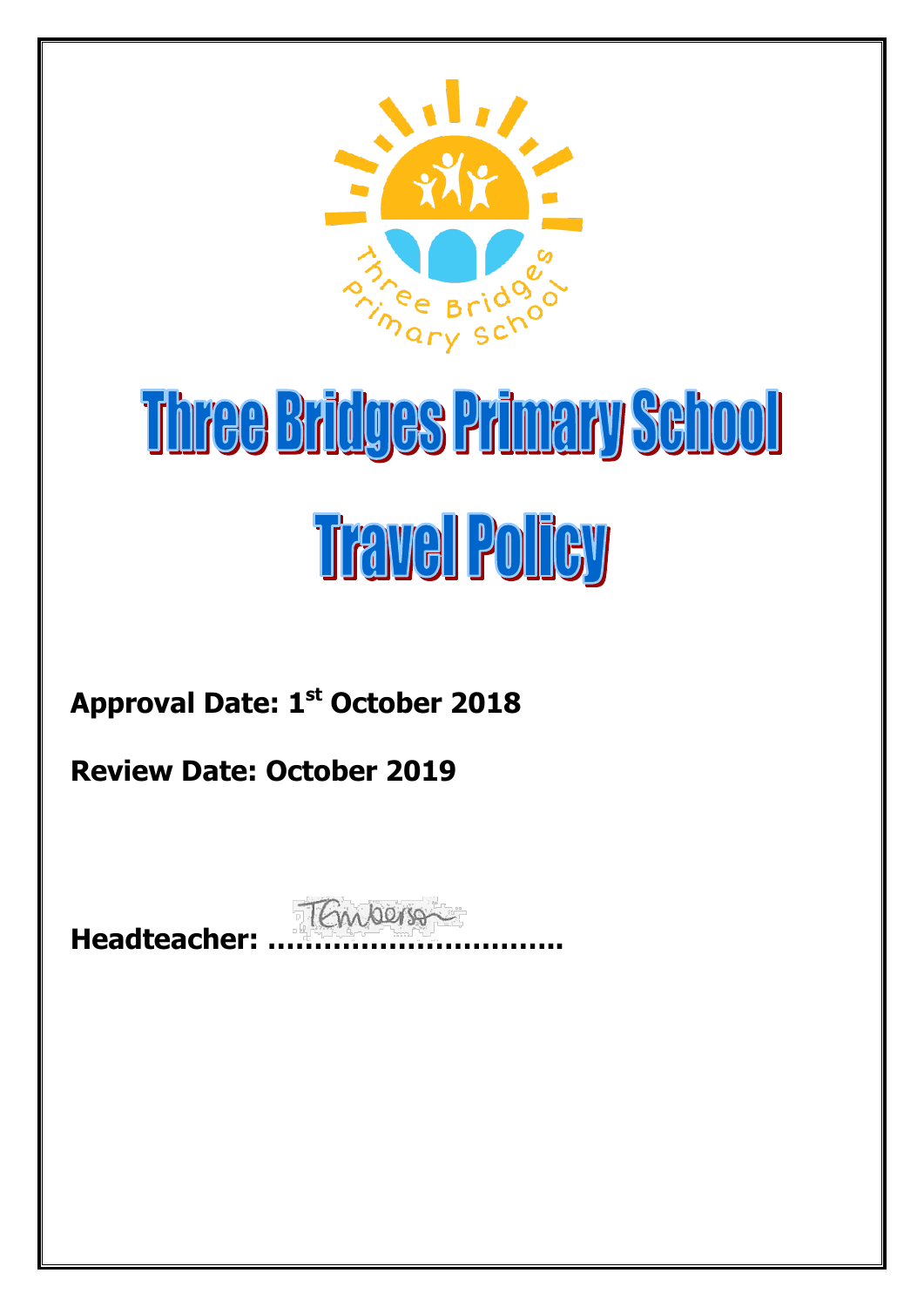# Three Bridges Primary School

# Travel Policy

**Approval Date: 1st October 2018**

**Review Date: October 2019**

**Headteacher: …………………………..**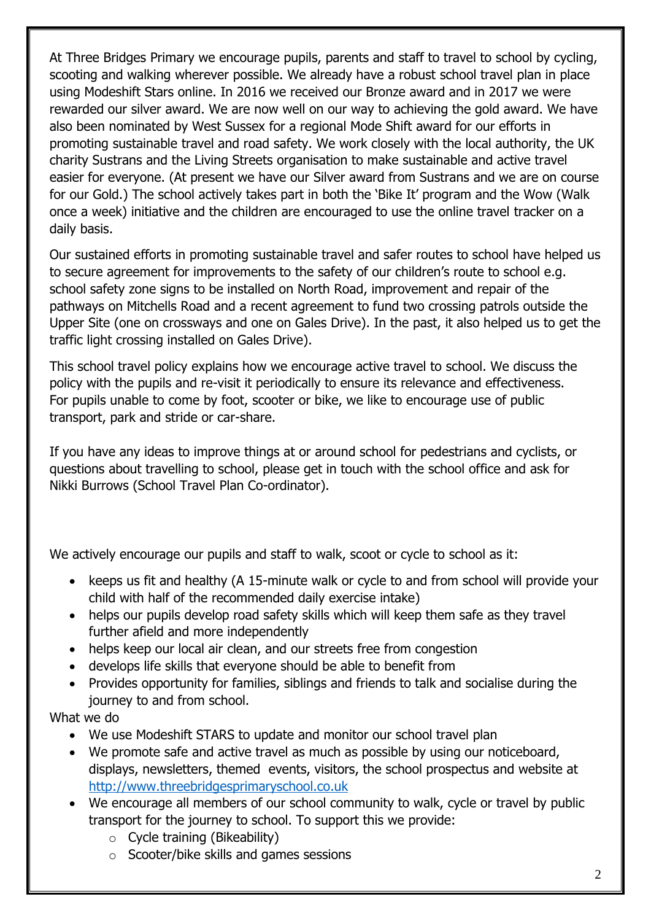At Three Bridges Primary we encourage pupils, parents and staff to travel to school by cycling, scooting and walking wherever possible. We already have a robust school travel plan in place using Modeshift Stars online. In 2016 we received our Bronze award and in 2017 we were rewarded our silver award. We are now well on our way to achieving the gold award. We have also been nominated by West Sussex for a regional Mode Shift award for our efforts in promoting sustainable travel and road safety. We work closely with the local authority, the UK charity Sustrans and the Living Streets organisation to make sustainable and active travel easier for everyone. (At present we have our Silver award from Sustrans and we are on course for our Gold.) The school actively takes part in both the 'Bike It' program and the Wow (Walk once a week) initiative and the children are encouraged to use the online travel tracker on a daily basis.

Our sustained efforts in promoting sustainable travel and safer routes to school have helped us to secure agreement for improvements to the safety of our children's route to school e.g. school safety zone signs to be installed on North Road, improvement and repair of the pathways on Mitchells Road and a recent agreement to fund two crossing patrols outside the Upper Site (one on crossways and one on Gales Drive). In the past, it also helped us to get the traffic light crossing installed on Gales Drive).

This school travel policy explains how we encourage active travel to school. We discuss the policy with the pupils and re-visit it periodically to ensure its relevance and effectiveness. For pupils unable to come by foot, scooter or bike, we like to encourage use of public transport, park and stride or car-share.

If you have any ideas to improve things at or around school for pedestrians and cyclists, or questions about travelling to school, please get in touch with the school office and ask for Nikki Burrows (School Travel Plan Co-ordinator).

We actively encourage our pupils and staff to walk, scoot or cycle to school as it:

- keeps us fit and healthy (A 15-minute walk or cycle to and from school will provide your child with half of the recommended daily exercise intake)
- helps our pupils develop road safety skills which will keep them safe as they travel further afield and more independently
- helps keep our local air clean, and our streets free from congestion
- develops life skills that everyone should be able to benefit from
- Provides opportunity for families, siblings and friends to talk and socialise during the journey to and from school.

What we do

- We use Modeshift STARS to update and monitor our school travel plan
- We promote safe and active travel as much as possible by using our noticeboard, displays, newsletters, themed events, visitors, the school prospectus and website at http://www.threebridgesprimaryschool.co.uk
- We encourage all members of our school community to walk, cycle or travel by public transport for the journey to school. To support this we provide:
  - Cycle training (Bikeability)
  - Scooter/bike skills and games sessions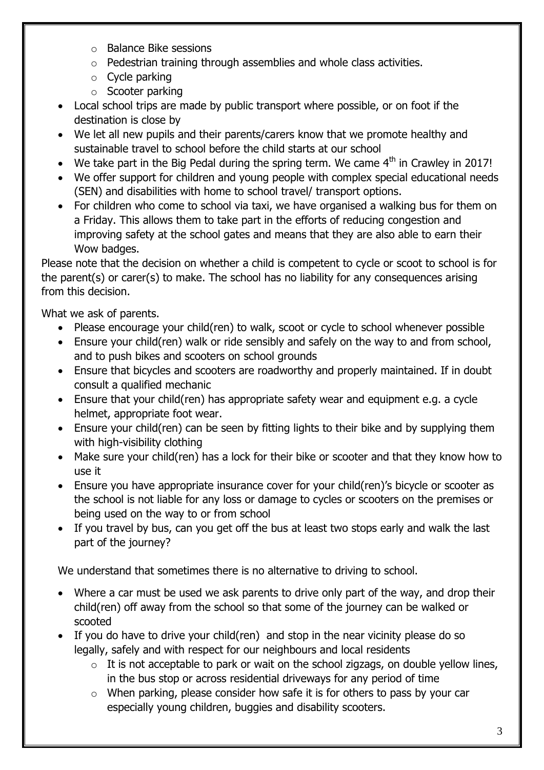- Balance Bike sessions
  - Pedestrian training through assemblies and whole class activities.
  - Cycle parking
  - Scooter parking
- Local school trips are made by public transport where possible, or on foot if the destination is close by
- We let all new pupils and their parents/carers know that we promote healthy and sustainable travel to school before the child starts at our school
- We take part in the Big Pedal during the spring term. We came 4th in Crawley in 2017!
- We offer support for children and young people with complex special educational needs (SEN) and disabilities with home to school travel/ transport options.
- For children who come to school via taxi, we have organised a walking bus for them on a Friday. This allows them to take part in the efforts of reducing congestion and improving safety at the school gates and means that they are also able to earn their Wow badges.

Please note that the decision on whether a child is competent to cycle or scoot to school is for the parent(s) or carer(s) to make. The school has no liability for any consequences arising from this decision.

What we ask of parents.

- Please encourage your child(ren) to walk, scoot or cycle to school whenever possible
- Ensure your child(ren) walk or ride sensibly and safely on the way to and from school, and to push bikes and scooters on school grounds
- Ensure that bicycles and scooters are roadworthy and properly maintained. If in doubt consult a qualified mechanic
- Ensure that your child(ren) has appropriate safety wear and equipment e.g. a cycle helmet, appropriate foot wear.
- Ensure your child(ren) can be seen by fitting lights to their bike and by supplying them with high-visibility clothing
- Make sure your child(ren) has a lock for their bike or scooter and that they know how to use it
- Ensure you have appropriate insurance cover for your child(ren)'s bicycle or scooter as the school is not liable for any loss or damage to cycles or scooters on the premises or being used on the way to or from school
- If you travel by bus, can you get off the bus at least two stops early and walk the last part of the journey?

We understand that sometimes there is no alternative to driving to school.

- Where a car must be used we ask parents to drive only part of the way, and drop their child(ren) off away from the school so that some of the journey can be walked or scooted
- If you do have to drive your child(ren) and stop in the near vicinity please do so legally, safely and with respect for our neighbours and local residents
  - It is not acceptable to park or wait on the school zigzags, on double yellow lines, in the bus stop or across residential driveways for any period of time
  - When parking, please consider how safe it is for others to pass by your car especially young children, buggies and disability scooters.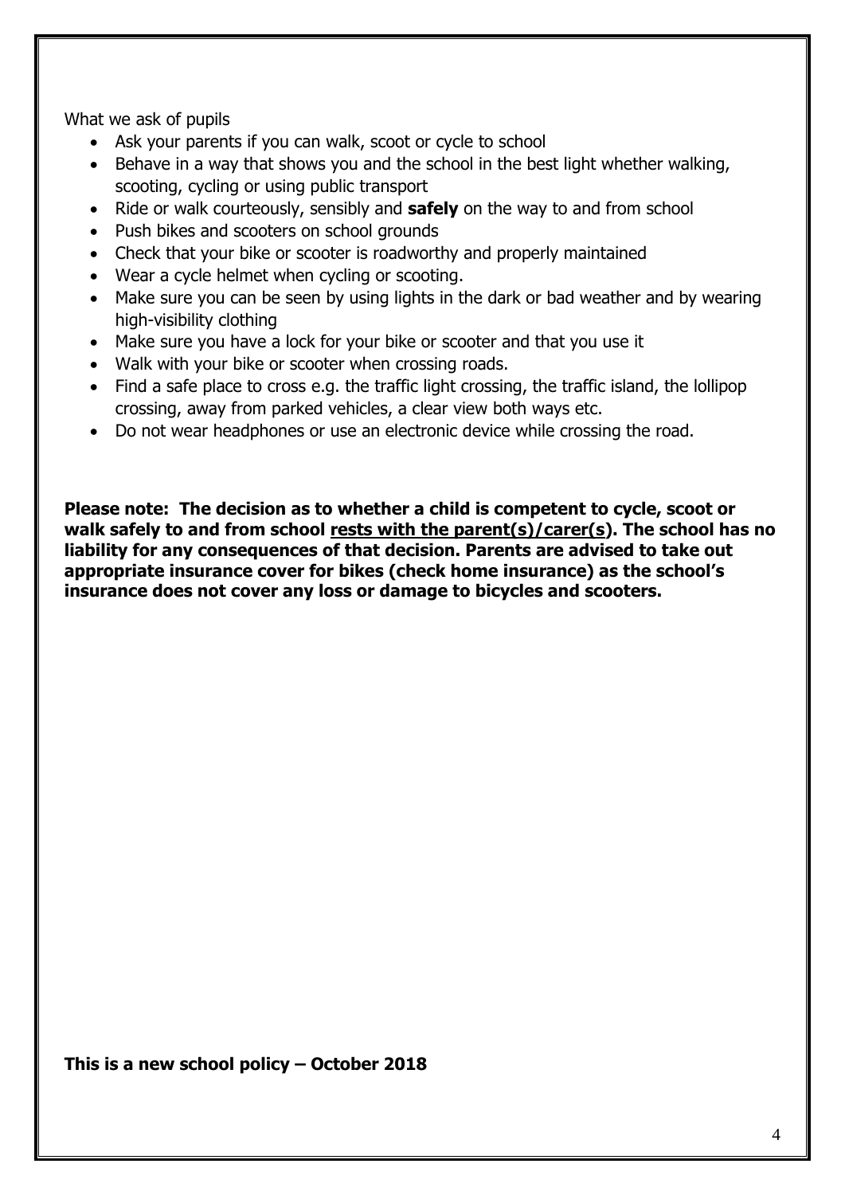What we ask of pupils

- Ask your parents if you can walk, scoot or cycle to school
- Behave in a way that shows you and the school in the best light whether walking, scooting, cycling or using public transport
- Ride or walk courteously, sensibly and **safely** on the way to and from school
- Push bikes and scooters on school grounds
- Check that your bike or scooter is roadworthy and properly maintained
- Wear a cycle helmet when cycling or scooting.
- Make sure you can be seen by using lights in the dark or bad weather and by wearing high-visibility clothing
- Make sure you have a lock for your bike or scooter and that you use it
- Walk with your bike or scooter when crossing roads.
- Find a safe place to cross e.g. the traffic light crossing, the traffic island, the lollipop crossing, away from parked vehicles, a clear view both ways etc.
- Do not wear headphones or use an electronic device while crossing the road.

**Please note: The decision as to whether a child is competent to cycle, scoot or walk safely to and from school <u>rests with the parent(s)/carer(s)</u>. The school has no liability for any consequences of that decision. Parents are advised to take out appropriate insurance cover for bikes (check home insurance) as the school's insurance does not cover any loss or damage to bicycles and scooters.**

**This is a new school policy – October 2018**